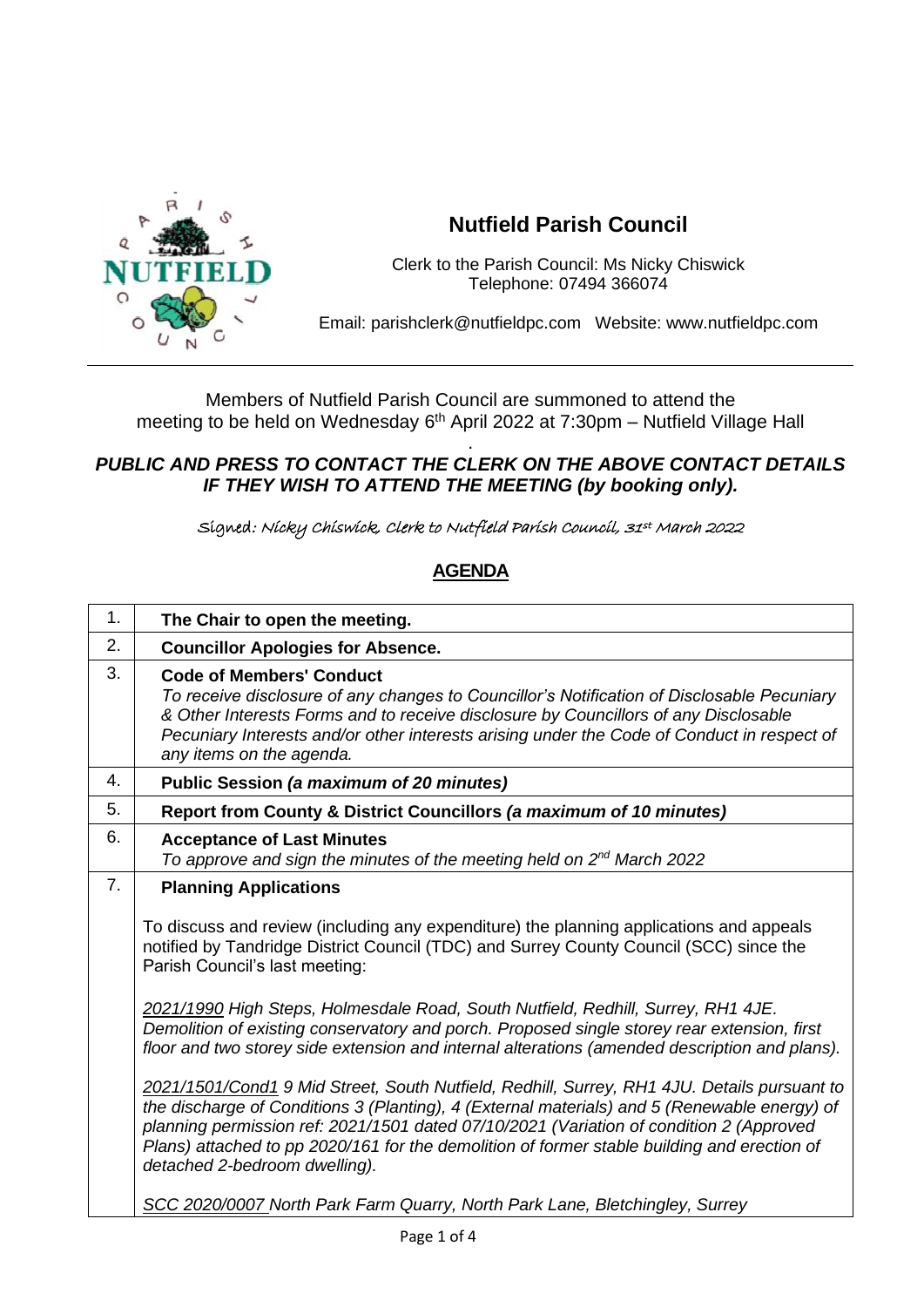# Nutfield Parish Council

Clerk to the Parish Council: Ms Nicky Chiswick
Telephone: 07494 366074

Email: parishclerk@nutfieldpc.com Website: www.nutfieldpc.com

---

Members of Nutfield Parish Council are summoned to attend the meeting to be held on Wednesday 6th April 2022 at 7:30pm – Nutfield Village Hall

***PUBLIC AND PRESS TO CONTACT THE CLERK ON THE ABOVE CONTACT DETAILS IF THEY WISH TO ATTEND THE MEETING (by booking only).***

Signed: Nicky Chiswick, Clerk to Nutfield Parish Council, 31st March 2022

## AGENDA

| | |
|---|---|
| 1. | **The Chair to open the meeting.** |
| 2. | **Councillor Apologies for Absence.** |
| 3. | **Code of Members' Conduct**<br>*To receive disclosure of any changes to Councillor's Notification of Disclosable Pecuniary & Other Interests Forms and to receive disclosure by Councillors of any Disclosable Pecuniary Interests and/or other interests arising under the Code of Conduct in respect of any items on the agenda.* |
| 4. | **Public Session *(a maximum of 20 minutes)*** |
| 5. | **Report from County & District Councillors *(a maximum of 10 minutes)*** |
| 6. | **Acceptance of Last Minutes**<br>*To approve and sign the minutes of the meeting held on 2nd March 2022* |
| 7. | **Planning Applications**<br><br>To discuss and review (including any expenditure) the planning applications and appeals notified by Tandridge District Council (TDC) and Surrey County Council (SCC) since the Parish Council's last meeting:<br><br>*2021/1990 High Steps, Holmesdale Road, South Nutfield, Redhill, Surrey, RH1 4JE. Demolition of existing conservatory and porch. Proposed single storey rear extension, first floor and two storey side extension and internal alterations (amended description and plans).*<br><br>*2021/1501/Cond1 9 Mid Street, South Nutfield, Redhill, Surrey, RH1 4JU. Details pursuant to the discharge of Conditions 3 (Planting), 4 (External materials) and 5 (Renewable energy) of planning permission ref: 2021/1501 dated 07/10/2021 (Variation of condition 2 (Approved Plans) attached to pp 2020/161 for the demolition of former stable building and erection of detached 2-bedroom dwelling).*<br><br>*SCC 2020/0007 North Park Farm Quarry, North Park Lane, Bletchingley, Surrey* |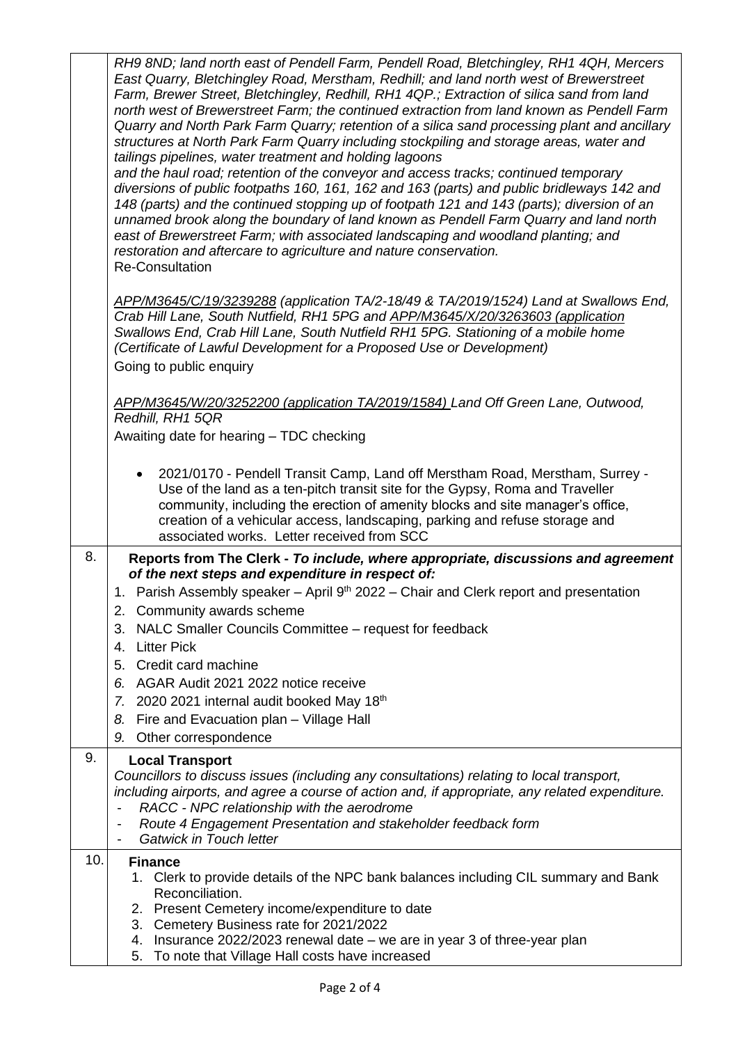|  |  |
| --- | --- |
|  | *RH9 8ND; land north east of Pendell Farm, Pendell Road, Bletchingley, RH1 4QH, Mercers East Quarry, Bletchingley Road, Merstham, Redhill; and land north west of Brewerstreet Farm, Brewer Street, Bletchingley, Redhill, RH1 4QP.; Extraction of silica sand from land north west of Brewerstreet Farm; the continued extraction from land known as Pendell Farm Quarry and North Park Farm Quarry; retention of a silica sand processing plant and ancillary structures at North Park Farm Quarry including stockpiling and storage areas, water and tailings pipelines, water treatment and holding lagoons and the haul road; retention of the conveyor and access tracks; continued temporary diversions of public footpaths 160, 161, 162 and 163 (parts) and public bridleways 142 and 148 (parts) and the continued stopping up of footpath 121 and 143 (parts); diversion of an unnamed brook along the boundary of land known as Pendell Farm Quarry and land north east of Brewerstreet Farm; with associated landscaping and woodland planting; and restoration and aftercare to agriculture and nature conservation.*<br>Re-Consultation<br><br>*APP/M3645/C/19/3239288 (application TA/2-18/49 & TA/2019/1524) Land at Swallows End, Crab Hill Lane, South Nutfield, RH1 5PG and APP/M3645/X/20/3263603 (application Swallows End, Crab Hill Lane, South Nutfield RH1 5PG. Stationing of a mobile home (Certificate of Lawful Development for a Proposed Use or Development)*<br>Going to public enquiry<br><br>*APP/M3645/W/20/3252200 (application TA/2019/1584) Land Off Green Lane, Outwood, Redhill, RH1 5QR*<br>Awaiting date for hearing – TDC checking<br><br>• 2021/0170 - Pendell Transit Camp, Land off Merstham Road, Merstham, Surrey - Use of the land as a ten-pitch transit site for the Gypsy, Roma and Traveller community, including the erection of amenity blocks and site manager's office, creation of a vehicular access, landscaping, parking and refuse storage and associated works. Letter received from SCC |
| 8. | **Reports from The Clerk - *To include, where appropriate, discussions and agreement of the next steps and expenditure in respect of:***<br>1. Parish Assembly speaker – April 9th 2022 – Chair and Clerk report and presentation<br>2. Community awards scheme<br>3. NALC Smaller Councils Committee – request for feedback<br>4. Litter Pick<br>5. Credit card machine<br>6. AGAR Audit 2021 2022 notice receive<br>7. 2020 2021 internal audit booked May 18th<br>8. Fire and Evacuation plan – Village Hall<br>9. Other correspondence |
| 9. | **Local Transport**<br>*Councillors to discuss issues (including any consultations) relating to local transport, including airports, and agree a course of action and, if appropriate, any related expenditure.*<br>- *RACC - NPC relationship with the aerodrome*<br>- *Route 4 Engagement Presentation and stakeholder feedback form*<br>- *Gatwick in Touch letter* |
| 10. | **Finance**<br>1. Clerk to provide details of the NPC bank balances including CIL summary and Bank Reconciliation.<br>2. Present Cemetery income/expenditure to date<br>3. Cemetery Business rate for 2021/2022<br>4. Insurance 2022/2023 renewal date – we are in year 3 of three-year plan<br>5. To note that Village Hall costs have increased |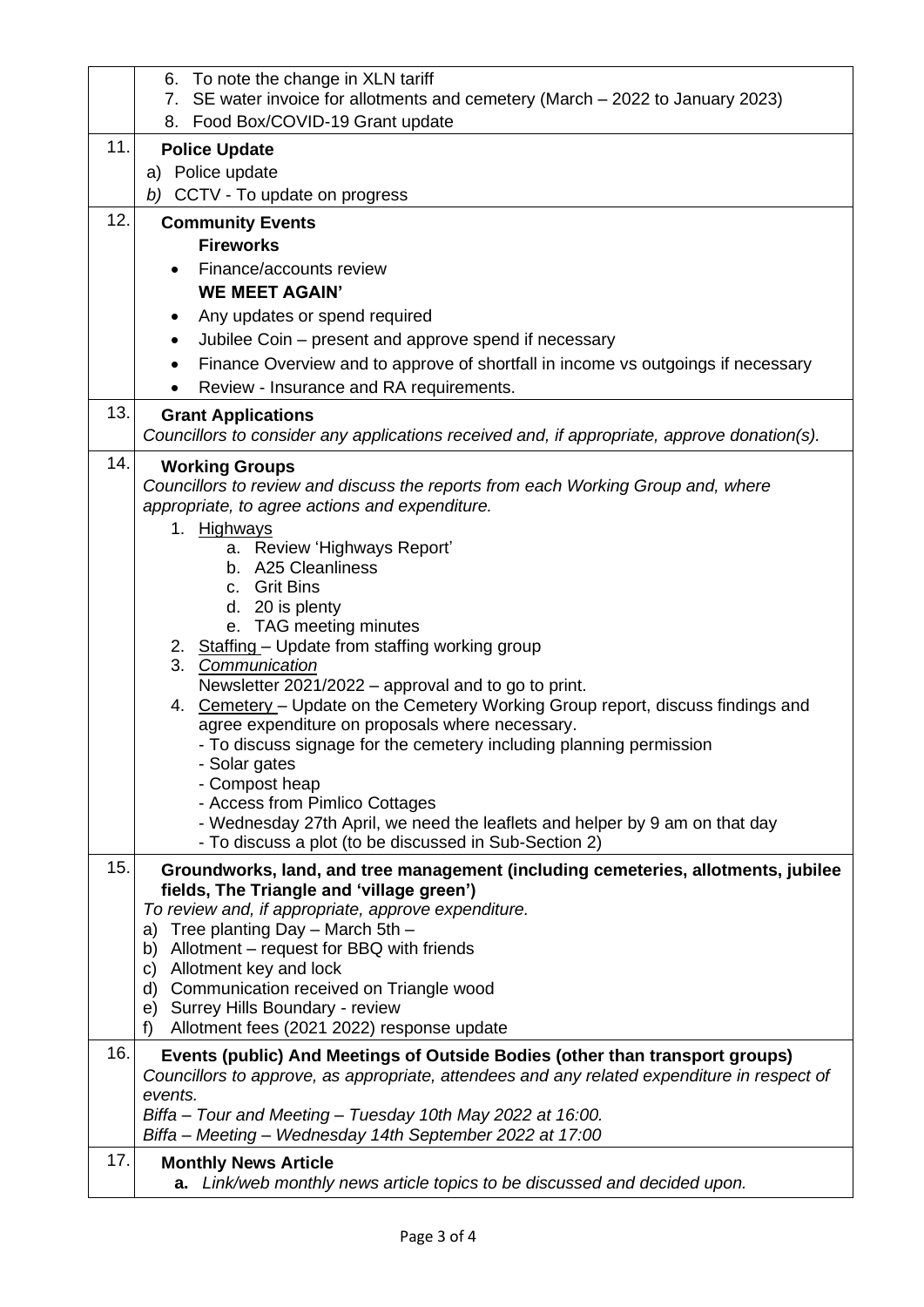|  |  |
|---|---|
|  | 6. To note the change in XLN tariff<br>7. SE water invoice for allotments and cemetery (March – 2022 to January 2023)<br>8. Food Box/COVID-19 Grant update |
| 11. | **Police Update**<br>a) Police update<br>*b)* CCTV - To update on progress |
| 12. | **Community Events**<br>**Fireworks**<br>• Finance/accounts review<br>**WE MEET AGAIN'**<br>• Any updates or spend required<br>• Jubilee Coin – present and approve spend if necessary<br>• Finance Overview and to approve of shortfall in income vs outgoings if necessary<br>• Review - Insurance and RA requirements. |
| 13. | **Grant Applications**<br>*Councillors to consider any applications received and, if appropriate, approve donation(s).* |
| 14. | **Working Groups**<br>*Councillors to review and discuss the reports from each Working Group and, where appropriate, to agree actions and expenditure.*<br>1. Highways<br>a. Review 'Highways Report'<br>b. A25 Cleanliness<br>c. Grit Bins<br>d. 20 is plenty<br>e. TAG meeting minutes<br>2. Staffing – Update from staffing working group<br>3. *Communication*<br>Newsletter 2021/2022 – approval and to go to print.<br>4. Cemetery – Update on the Cemetery Working Group report, discuss findings and agree expenditure on proposals where necessary.<br>- To discuss signage for the cemetery including planning permission<br>- Solar gates<br>- Compost heap<br>- Access from Pimlico Cottages<br>- Wednesday 27th April, we need the leaflets and helper by 9 am on that day<br>- To discuss a plot (to be discussed in Sub-Section 2) |
| 15. | **Groundworks, land, and tree management (including cemeteries, allotments, jubilee fields, The Triangle and 'village green')**<br>*To review and, if appropriate, approve expenditure.*<br>a) Tree planting Day – March 5th –<br>b) Allotment – request for BBQ with friends<br>c) Allotment key and lock<br>d) Communication received on Triangle wood<br>e) Surrey Hills Boundary - review<br>f) Allotment fees (2021 2022) response update |
| 16. | **Events (public) And Meetings of Outside Bodies (other than transport groups)**<br>*Councillors to approve, as appropriate, attendees and any related expenditure in respect of events.*<br>*Biffa – Tour and Meeting – Tuesday 10th May 2022 at 16:00.*<br>*Biffa – Meeting – Wednesday 14th September 2022 at 17:00* |
| 17. | **Monthly News Article**<br>**a.** *Link/web monthly news article topics to be discussed and decided upon.* |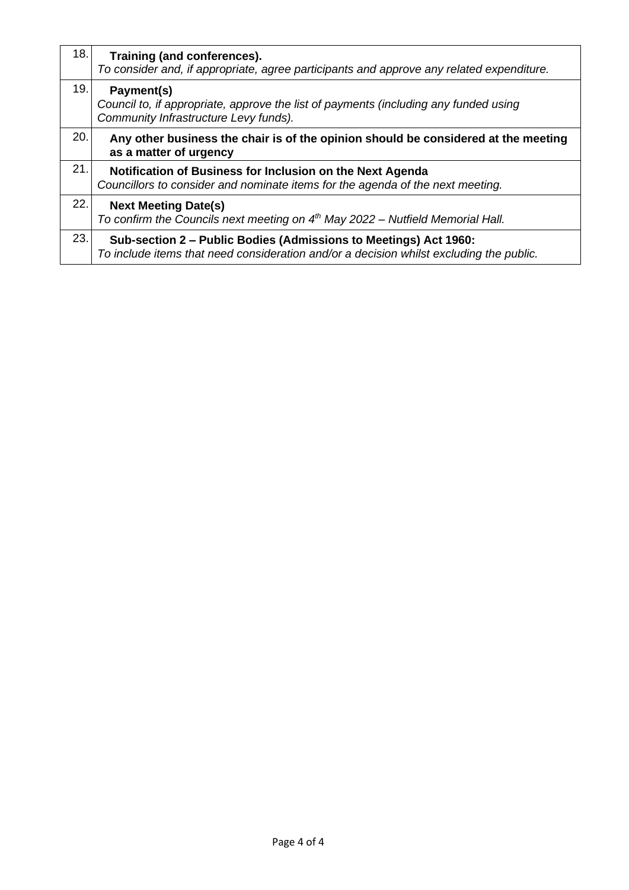| | |
|---|---|
| 18. | **Training (and conferences).**<br>*To consider and, if appropriate, agree participants and approve any related expenditure.* |
| 19. | **Payment(s)**<br>*Council to, if appropriate, approve the list of payments (including any funded using Community Infrastructure Levy funds).* |
| 20. | **Any other business the chair is of the opinion should be considered at the meeting as a matter of urgency** |
| 21. | **Notification of Business for Inclusion on the Next Agenda**<br>*Councillors to consider and nominate items for the agenda of the next meeting.* |
| 22. | **Next Meeting Date(s)**<br>*To confirm the Councils next meeting on 4th May 2022 – Nutfield Memorial Hall.* |
| 23. | **Sub-section 2 – Public Bodies (Admissions to Meetings) Act 1960:**<br>*To include items that need consideration and/or a decision whilst excluding the public.* |